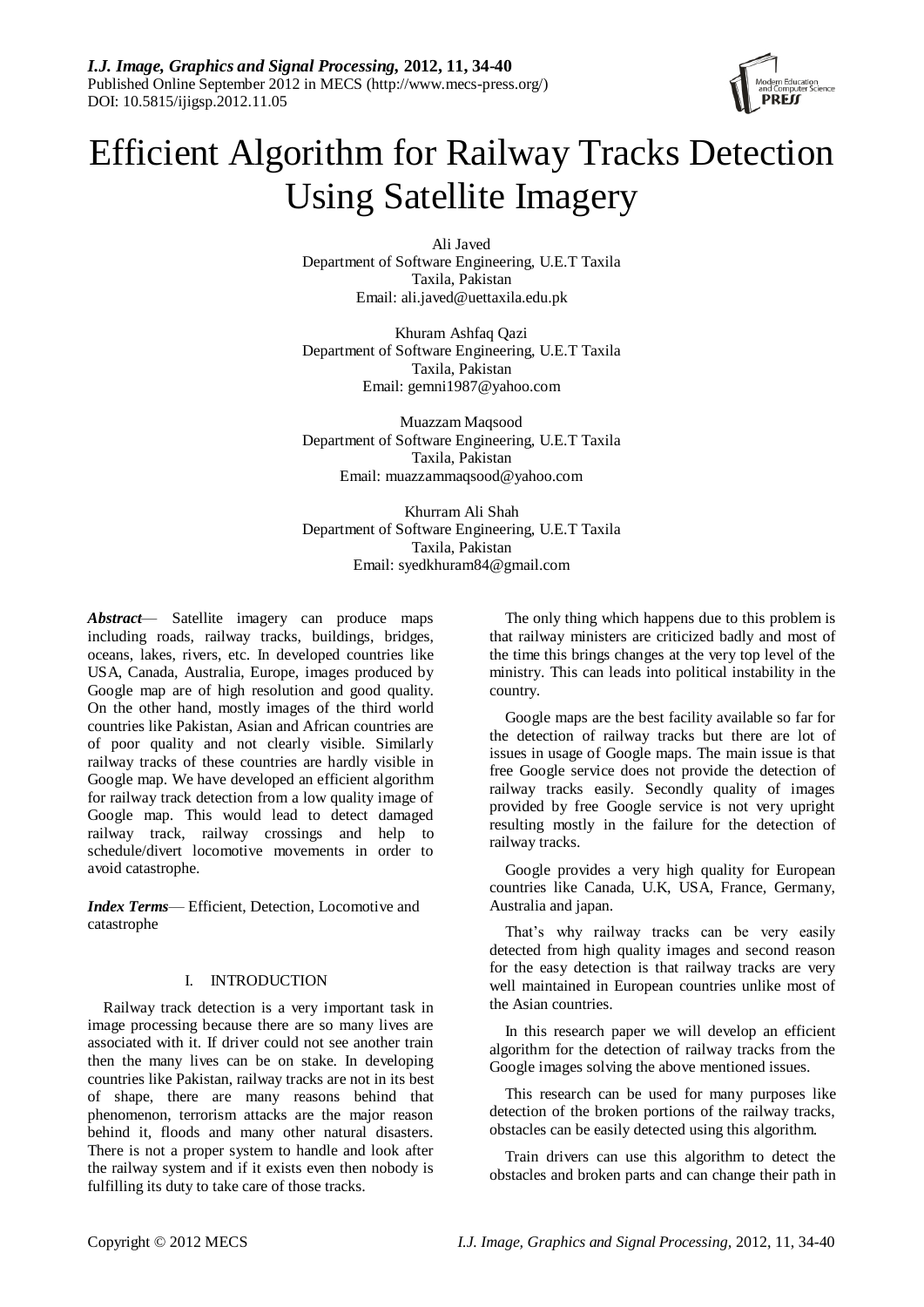# Efficient Algorithm for Railway Tracks Detection Using Satellite Imagery

Ali Javed
Department of Software Engineering, U.E.T Taxila
Taxila, Pakistan
Email: ali.javed@uettaxila.edu.pk

Khuram Ashfaq Qazi
Department of Software Engineering, U.E.T Taxila
Taxila, Pakistan
Email: gemni1987@yahoo.com

Muazzam Maqsood
Department of Software Engineering, U.E.T Taxila
Taxila, Pakistan
Email: muazzammaqsood@yahoo.com

Khurram Ali Shah
Department of Software Engineering, U.E.T Taxila
Taxila, Pakistan
Email: syedkhuram84@gmail.com

***Abstract*—** Satellite imagery can produce maps including roads, railway tracks, buildings, bridges, oceans, lakes, rivers, etc. In developed countries like USA, Canada, Australia, Europe, images produced by Google map are of high resolution and good quality. On the other hand, mostly images of the third world countries like Pakistan, Asian and African countries are of poor quality and not clearly visible. Similarly railway tracks of these countries are hardly visible in Google map. We have developed an efficient algorithm for railway track detection from a low quality image of Google map. This would lead to detect damaged railway track, railway crossings and help to schedule/divert locomotive movements in order to avoid catastrophe.

***Index Terms*—** Efficient, Detection, Locomotive and catastrophe

## I. INTRODUCTION

Railway track detection is a very important task in image processing because there are so many lives are associated with it. If driver could not see another train then the many lives can be on stake. In developing countries like Pakistan, railway tracks are not in its best of shape, there are many reasons behind that phenomenon, terrorism attacks are the major reason behind it, floods and many other natural disasters. There is not a proper system to handle and look after the railway system and if it exists even then nobody is fulfilling its duty to take care of those tracks.

The only thing which happens due to this problem is that railway ministers are criticized badly and most of the time this brings changes at the very top level of the ministry. This can leads into political instability in the country.

Google maps are the best facility available so far for the detection of railway tracks but there are lot of issues in usage of Google maps. The main issue is that free Google service does not provide the detection of railway tracks easily. Secondly quality of images provided by free Google service is not very upright resulting mostly in the failure for the detection of railway tracks.

Google provides a very high quality for European countries like Canada, U.K, USA, France, Germany, Australia and japan.

That's why railway tracks can be very easily detected from high quality images and second reason for the easy detection is that railway tracks are very well maintained in European countries unlike most of the Asian countries.

In this research paper we will develop an efficient algorithm for the detection of railway tracks from the Google images solving the above mentioned issues.

This research can be used for many purposes like detection of the broken portions of the railway tracks, obstacles can be easily detected using this algorithm.

Train drivers can use this algorithm to detect the obstacles and broken parts and can change their path in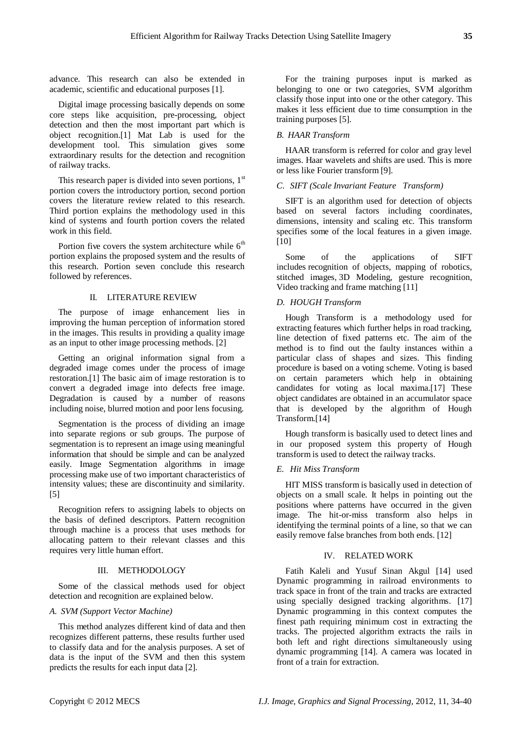advance. This research can also be extended in academic, scientific and educational purposes [1].

Digital image processing basically depends on some core steps like acquisition, pre-processing, object detection and then the most important part which is object recognition.[1] Mat Lab is used for the development tool. This simulation gives some extraordinary results for the detection and recognition of railway tracks.

This research paper is divided into seven portions, 1st portion covers the introductory portion, second portion covers the literature review related to this research. Third portion explains the methodology used in this kind of systems and fourth portion covers the related work in this field.

Portion five covers the system architecture while 6th portion explains the proposed system and the results of this research. Portion seven conclude this research followed by references.

## II. LITERATURE REVIEW

The purpose of image enhancement lies in improving the human perception of information stored in the images. This results in providing a quality image as an input to other image processing methods. [2]

Getting an original information signal from a degraded image comes under the process of image restoration.[1] The basic aim of image restoration is to convert a degraded image into defects free image. Degradation is caused by a number of reasons including noise, blurred motion and poor lens focusing.

Segmentation is the process of dividing an image into separate regions or sub groups. The purpose of segmentation is to represent an image using meaningful information that should be simple and can be analyzed easily. Image Segmentation algorithms in image processing make use of two important characteristics of intensity values; these are discontinuity and similarity. [5]

Recognition refers to assigning labels to objects on the basis of defined descriptors. Pattern recognition through machine is a process that uses methods for allocating pattern to their relevant classes and this requires very little human effort.

## III. METHODOLOGY

Some of the classical methods used for object detection and recognition are explained below.

### *A. SVM (Support Vector Machine)*

This method analyzes different kind of data and then recognizes different patterns, these results further used to classify data and for the analysis purposes. A set of data is the input of the SVM and then this system predicts the results for each input data [2].

For the training purposes input is marked as belonging to one or two categories, SVM algorithm classify those input into one or the other category. This makes it less efficient due to time consumption in the training purposes [5].

### *B. HAAR Transform*

HAAR transform is referred for color and gray level images. Haar wavelets and shifts are used. This is more or less like Fourier transform [9].

### *C. SIFT (Scale Invariant Feature Transform)*

SIFT is an algorithm used for detection of objects based on several factors including coordinates, dimensions, intensity and scaling etc. This transform specifies some of the local features in a given image. [10]

Some of the applications of SIFT includes recognition of objects, mapping of robotics, stitched images, 3D Modeling, gesture recognition, Video tracking and frame matching [11]

### *D. HOUGH Transform*

Hough Transform is a methodology used for extracting features which further helps in road tracking, line detection of fixed patterns etc. The aim of the method is to find out the faulty instances within a particular class of shapes and sizes. This finding procedure is based on a voting scheme. Voting is based on certain parameters which help in obtaining candidates for voting as local maxima.[17] These object candidates are obtained in an accumulator space that is developed by the algorithm of Hough Transform.[14]

Hough transform is basically used to detect lines and in our proposed system this property of Hough transform is used to detect the railway tracks.

### *E. Hit Miss Transform*

HIT MISS transform is basically used in detection of objects on a small scale. It helps in pointing out the positions where patterns have occurred in the given image. The hit-or-miss transform also helps in identifying the terminal points of a line, so that we can easily remove false branches from both ends. [12]

## IV. RELATED WORK

Fatih Kaleli and Yusuf Sinan Akgul [14] used Dynamic programming in railroad environments to track space in front of the train and tracks are extracted using specially designed tracking algorithms. [17] Dynamic programming in this context computes the finest path requiring minimum cost in extracting the tracks. The projected algorithm extracts the rails in both left and right directions simultaneously using dynamic programming [14]. A camera was located in front of a train for extraction.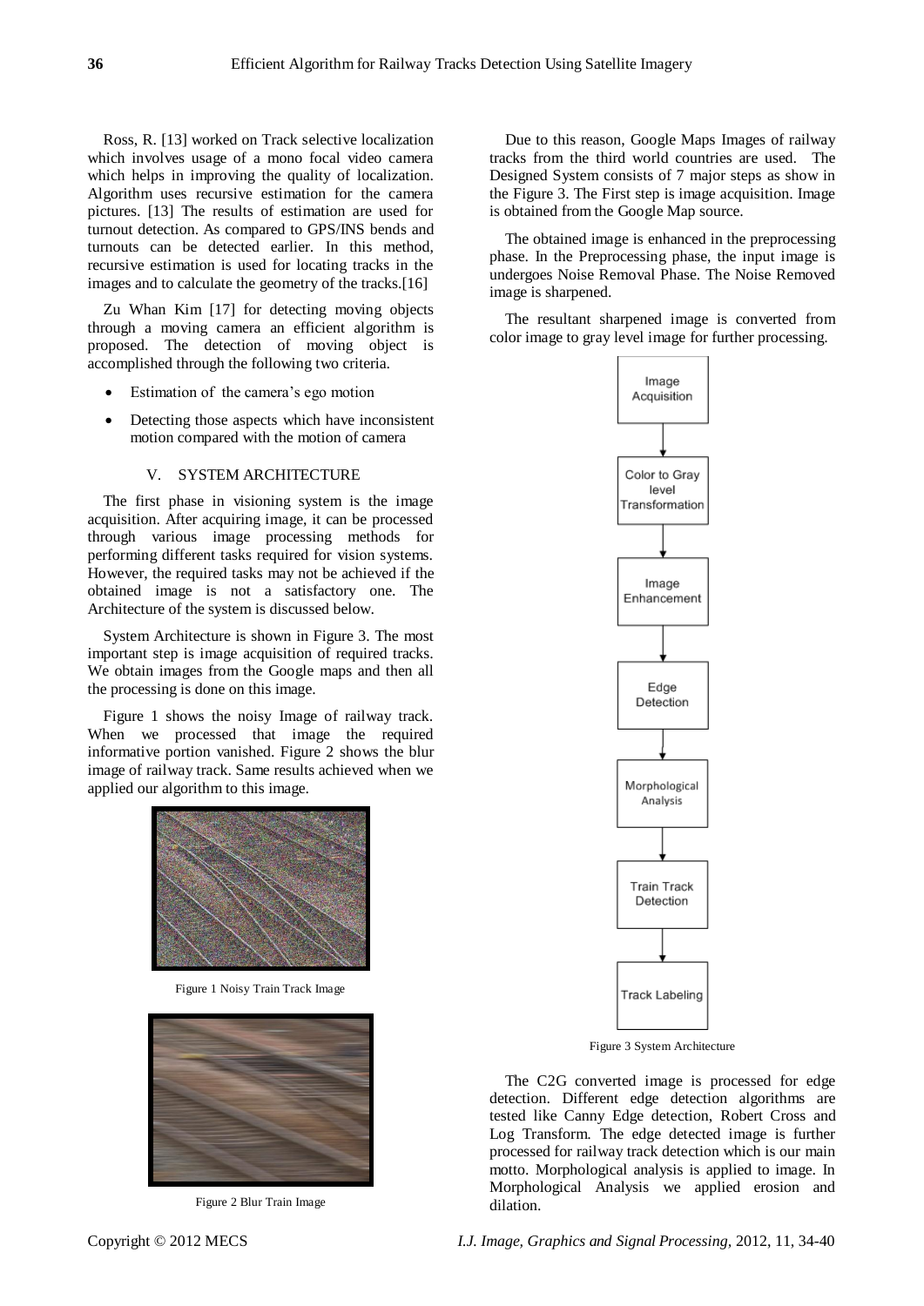Ross, R. [13] worked on Track selective localization which involves usage of a mono focal video camera which helps in improving the quality of localization. Algorithm uses recursive estimation for the camera pictures. [13] The results of estimation are used for turnout detection. As compared to GPS/INS bends and turnouts can be detected earlier. In this method, recursive estimation is used for locating tracks in the images and to calculate the geometry of the tracks.[16]

Zu Whan Kim [17] for detecting moving objects through a moving camera an efficient algorithm is proposed. The detection of moving object is accomplished through the following two criteria.

- Estimation of the camera's ego motion
- Detecting those aspects which have inconsistent motion compared with the motion of camera

## V. SYSTEM ARCHITECTURE

The first phase in visioning system is the image acquisition. After acquiring image, it can be processed through various image processing methods for performing different tasks required for vision systems. However, the required tasks may not be achieved if the obtained image is not a satisfactory one. The Architecture of the system is discussed below.

System Architecture is shown in Figure 3. The most important step is image acquisition of required tracks. We obtain images from the Google maps and then all the processing is done on this image.

Figure 1 shows the noisy Image of railway track. When we processed that image the required informative portion vanished. Figure 2 shows the blur image of railway track. Same results achieved when we applied our algorithm to this image.

Figure 1 Noisy Train Track Image

Figure 2 Blur Train Image

Due to this reason, Google Maps Images of railway tracks from the third world countries are used. The Designed System consists of 7 major steps as show in the Figure 3. The First step is image acquisition. Image is obtained from the Google Map source.

The obtained image is enhanced in the preprocessing phase. In the Preprocessing phase, the input image is undergoes Noise Removal Phase. The Noise Removed image is sharpened.

The resultant sharpened image is converted from color image to gray level image for further processing.

Image Acquisition → Color to Gray level Transformation → Image Enhancement → Edge Detection → Morphological Analysis → Train Track Detection → Track Labeling

Figure 3 System Architecture

The C2G converted image is processed for edge detection. Different edge detection algorithms are tested like Canny Edge detection, Robert Cross and Log Transform. The edge detected image is further processed for railway track detection which is our main motto. Morphological analysis is applied to image. In Morphological Analysis we applied erosion and dilation.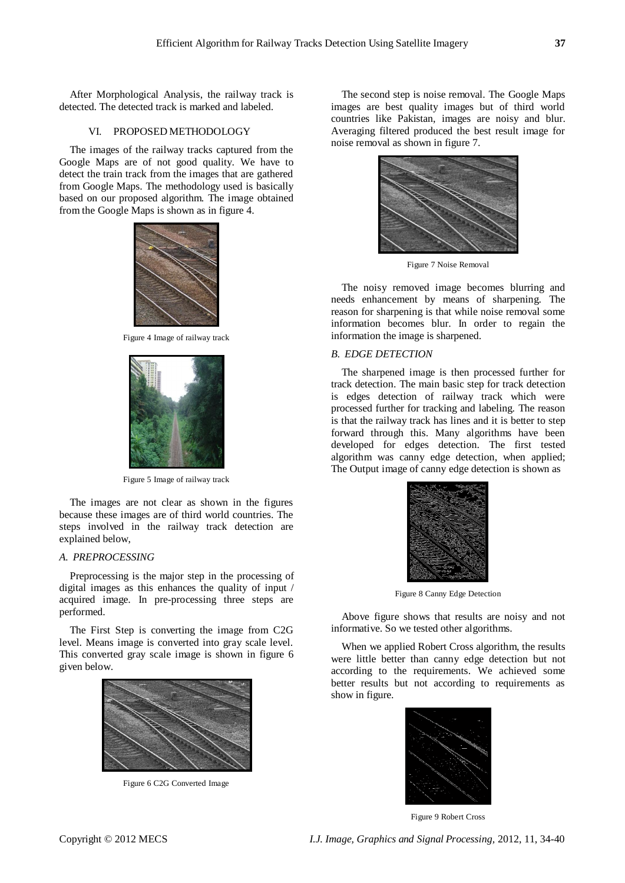After Morphological Analysis, the railway track is detected. The detected track is marked and labeled.

## VI. PROPOSED METHODOLOGY

The images of the railway tracks captured from the Google Maps are of not good quality. We have to detect the train track from the images that are gathered from Google Maps. The methodology used is basically based on our proposed algorithm. The image obtained from the Google Maps is shown as in figure 4.

Figure 4 Image of railway track

Figure 5 Image of railway track

The images are not clear as shown in the figures because these images are of third world countries. The steps involved in the railway track detection are explained below,

### *A. PREPROCESSING*

Preprocessing is the major step in the processing of digital images as this enhances the quality of input / acquired image. In pre-processing three steps are performed.

The First Step is converting the image from C2G level. Means image is converted into gray scale level. This converted gray scale image is shown in figure 6 given below.

Figure 6 C2G Converted Image

The second step is noise removal. The Google Maps images are best quality images but of third world countries like Pakistan, images are noisy and blur. Averaging filtered produced the best result image for noise removal as shown in figure 7.

Figure 7 Noise Removal

The noisy removed image becomes blurring and needs enhancement by means of sharpening. The reason for sharpening is that while noise removal some information becomes blur. In order to regain the information the image is sharpened.

### *B. EDGE DETECTION*

The sharpened image is then processed further for track detection. The main basic step for track detection is edges detection of railway track which were processed further for tracking and labeling. The reason is that the railway track has lines and it is better to step forward through this. Many algorithms have been developed for edges detection. The first tested algorithm was canny edge detection, when applied; The Output image of canny edge detection is shown as

Figure 8 Canny Edge Detection

Above figure shows that results are noisy and not informative. So we tested other algorithms.

When we applied Robert Cross algorithm, the results were little better than canny edge detection but not according to the requirements. We achieved some better results but not according to requirements as show in figure.

Figure 9 Robert Cross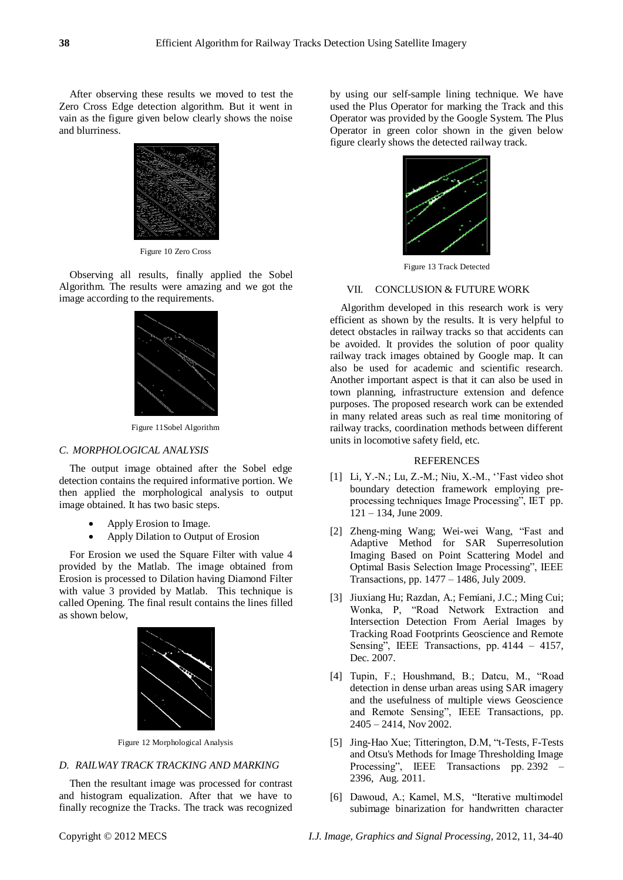After observing these results we moved to test the Zero Cross Edge detection algorithm. But it went in vain as the figure given below clearly shows the noise and blurriness.

Figure 10 Zero Cross

Observing all results, finally applied the Sobel Algorithm. The results were amazing and we got the image according to the requirements.

Figure 11Sobel Algorithm

### *C. MORPHOLOGICAL ANALYSIS*

The output image obtained after the Sobel edge detection contains the required informative portion. We then applied the morphological analysis to output image obtained. It has two basic steps.

- Apply Erosion to Image.
- Apply Dilation to Output of Erosion

For Erosion we used the Square Filter with value 4 provided by the Matlab. The image obtained from Erosion is processed to Dilation having Diamond Filter with value 3 provided by Matlab. This technique is called Opening. The final result contains the lines filled as shown below,

Figure 12 Morphological Analysis

### *D. RAILWAY TRACK TRACKING AND MARKING*

Then the resultant image was processed for contrast and histogram equalization. After that we have to finally recognize the Tracks. The track was recognized by using our self-sample lining technique. We have used the Plus Operator for marking the Track and this Operator was provided by the Google System. The Plus Operator in green color shown in the given below figure clearly shows the detected railway track.

Figure 13 Track Detected

## VII. CONCLUSION & FUTURE WORK

Algorithm developed in this research work is very efficient as shown by the results. It is very helpful to detect obstacles in railway tracks so that accidents can be avoided. It provides the solution of poor quality railway track images obtained by Google map. It can also be used for academic and scientific research. Another important aspect is that it can also be used in town planning, infrastructure extension and defence purposes. The proposed research work can be extended in many related areas such as real time monitoring of railway tracks, coordination methods between different units in locomotive safety field, etc.

## REFERENCES

[1] Li, Y.-N.; Lu, Z.-M.; Niu, X.-M., ''Fast video shot boundary detection framework employing pre-processing techniques Image Processing", IET pp. 121 – 134, June 2009.

[2] Zheng-ming Wang; Wei-wei Wang, "Fast and Adaptive Method for SAR Superresolution Imaging Based on Point Scattering Model and Optimal Basis Selection Image Processing", IEEE Transactions, pp. 1477 – 1486, July 2009.

[3] Jiuxiang Hu; Razdan, A.; Femiani, J.C.; Ming Cui; Wonka, P, "Road Network Extraction and Intersection Detection From Aerial Images by Tracking Road Footprints Geoscience and Remote Sensing", IEEE Transactions, pp. 4144 – 4157, Dec. 2007.

[4] Tupin, F.; Houshmand, B.; Datcu, M., "Road detection in dense urban areas using SAR imagery and the usefulness of multiple views Geoscience and Remote Sensing", IEEE Transactions, pp. 2405 – 2414, Nov 2002.

[5] Jing-Hao Xue; Titterington, D.M, "t-Tests, F-Tests and Otsu's Methods for Image Thresholding Image Processing", IEEE Transactions pp. 2392 – 2396, Aug. 2011.

[6] Dawoud, A.; Kamel, M.S, "Iterative multimodel subimage binarization for handwritten character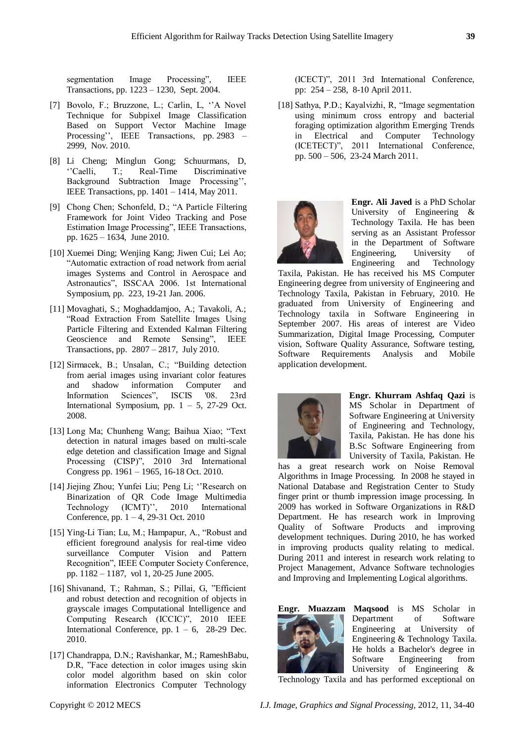segmentation Image Processing", IEEE Transactions, pp. 1223 – 1230, Sept. 2004.

[7] Bovolo, F.; Bruzzone, L.; Carlin, L, ''A Novel Technique for Subpixel Image Classification Based on Support Vector Machine Image Processing'', IEEE Transactions, pp. 2983 – 2999, Nov. 2010.

[8] Li Cheng; Minglun Gong; Schuurmans, D, ''Caelli, T.; Real-Time Discriminative Background Subtraction Image Processing'', IEEE Transactions, pp. 1401 – 1414, May 2011.

[9] Chong Chen; Schonfeld, D.; "A Particle Filtering Framework for Joint Video Tracking and Pose Estimation Image Processing", IEEE Transactions, pp. 1625 – 1634, June 2010.

[10] Xuemei Ding; Wenjing Kang; Jiwen Cui; Lei Ao; "Automatic extraction of road network from aerial images Systems and Control in Aerospace and Astronautics", ISSCAA 2006. 1st International Symposium, pp. 223, 19-21 Jan. 2006.

[11] Movaghati, S.; Moghaddamjoo, A.; Tavakoli, A.; "Road Extraction From Satellite Images Using Particle Filtering and Extended Kalman Filtering Geoscience and Remote Sensing", IEEE Transactions, pp. 2807 – 2817, July 2010.

[12] Sirmacek, B.; Unsalan, C.; "Building detection from aerial images using invariant color features and shadow information Computer and Information Sciences", ISCIS '08. 23rd International Symposium, pp. 1 – 5, 27-29 Oct. 2008.

[13] Long Ma; Chunheng Wang; Baihua Xiao; "Text detection in natural images based on multi-scale edge detetion and classification Image and Signal Processing (CISP)", 2010 3rd International Congress pp. 1961 – 1965, 16-18 Oct. 2010.

[14] Jiejing Zhou; Yunfei Liu; Peng Li; ''Research on Binarization of QR Code Image Multimedia Technology (ICMT)'', 2010 International Conference, pp. 1 – 4, 29-31 Oct. 2010

[15] Ying-Li Tian; Lu, M.; Hampapur, A., "Robust and efficient foreground analysis for real-time video surveillance Computer Vision and Pattern Recognition", IEEE Computer Society Conference, pp. 1182 – 1187, vol 1, 20-25 June 2005.

[16] Shivanand, T.; Rahman, S.; Pillai, G, "Efficient and robust detection and recognition of objects in grayscale images Computational Intelligence and Computing Research (ICCIC)", 2010 IEEE International Conference, pp. 1 – 6, 28-29 Dec. 2010.

[17] Chandrappa, D.N.; Ravishankar, M.; RameshBabu, D.R, "Face detection in color images using skin color model algorithm based on skin color information Electronics Computer Technology (ICECT)", 2011 3rd International Conference, pp: 254 – 258, 8-10 April 2011.

[18] Sathya, P.D.; Kayalvizhi, R, "Image segmentation using minimum cross entropy and bacterial foraging optimization algorithm Emerging Trends in Electrical and Computer Technology (ICETECT)", 2011 International Conference, pp. 500 – 506, 23-24 March 2011.

**Engr. Ali Javed** is a PhD Scholar University of Engineering & Technology Taxila. He has been serving as an Assistant Professor in the Department of Software Engineering, University of Engineering and Technology Taxila, Pakistan. He has received his MS Computer Engineering degree from university of Engineering and Technology Taxila, Pakistan in February, 2010. He graduated from University of Engineering and Technology taxila in Software Engineering in September 2007. His areas of interest are Video Summarization, Digital Image Processing, Computer vision, Software Quality Assurance, Software testing, Software Requirements Analysis and Mobile application development.

**Engr. Khurram Ashfaq Qazi** is MS Scholar in Department of Software Engineering at University of Engineering and Technology, Taxila, Pakistan. He has done his B.Sc Software Engineering from University of Taxila, Pakistan. He has a great research work on Noise Removal Algorithms in Image Processing. In 2008 he stayed in National Database and Registration Center to Study finger print or thumb impression image processing. In 2009 has worked in Software Organizations in R&D Department. He has research work in Improving Quality of Software Products and improving development techniques. During 2010, he has worked in improving products quality relating to medical. During 2011 and interest in research work relating to Project Management, Advance Software technologies and Improving and Implementing Logical algorithms.

**Engr. Muazzam Maqsood** is MS Scholar in Department of Software Engineering at University of Engineering & Technology Taxila. He holds a Bachelor's degree in Software Engineering from University of Engineering & Technology Taxila and has performed exceptional on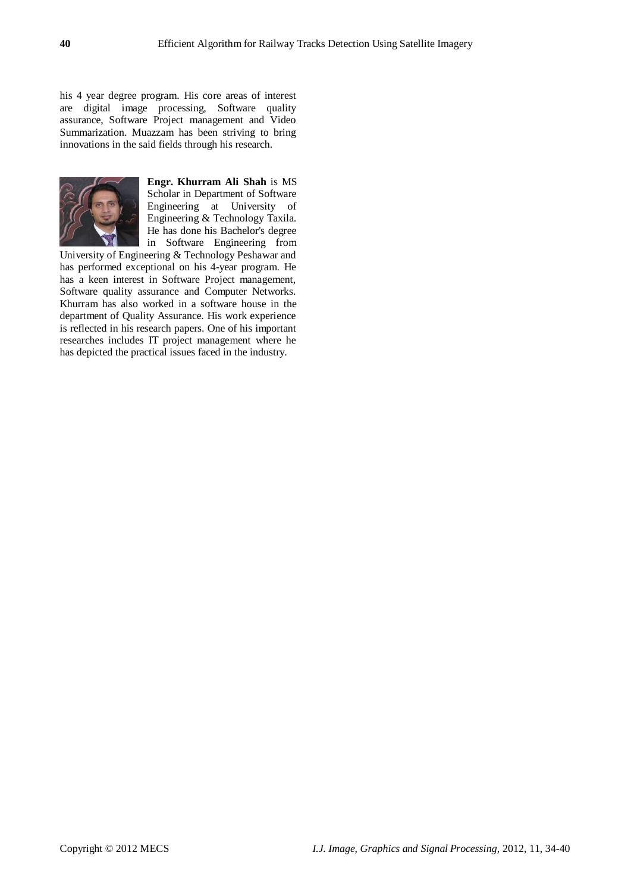his 4 year degree program. His core areas of interest are digital image processing, Software quality assurance, Software Project management and Video Summarization. Muazzam has been striving to bring innovations in the said fields through his research.

**Engr. Khurram Ali Shah** is MS Scholar in Department of Software Engineering at University of Engineering & Technology Taxila. He has done his Bachelor's degree in Software Engineering from University of Engineering & Technology Peshawar and has performed exceptional on his 4-year program. He has a keen interest in Software Project management, Software quality assurance and Computer Networks. Khurram has also worked in a software house in the department of Quality Assurance. His work experience is reflected in his research papers. One of his important researches includes IT project management where he has depicted the practical issues faced in the industry.